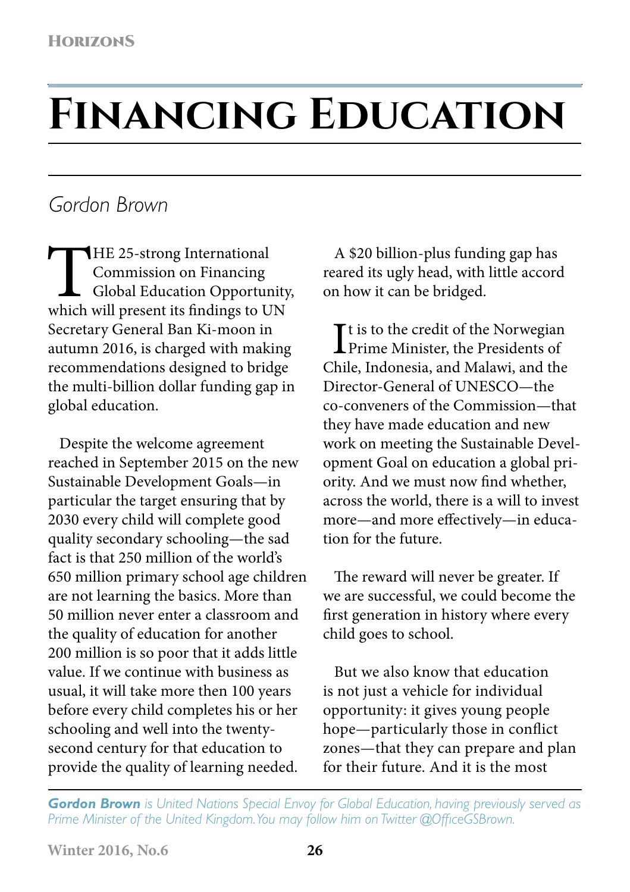# Financing Education

*Gordon Brown*

THE 25-strong International Commission on Financing Global Education Opportunity, which will present its findings to UN Secretary General Ban Ki-moon in autumn 2016, is charged with making recommendations designed to bridge the multi-billion dollar funding gap in global education.

Despite the welcome agreement reached in September 2015 on the new Sustainable Development Goals—in particular the target ensuring that by 2030 every child will complete good quality secondary schooling—the sad fact is that 250 million of the world's 650 million primary school age children are not learning the basics. More than 50 million never enter a classroom and the quality of education for another 200 million is so poor that it adds little value. If we continue with business as usual, it will take more then 100 years before every child completes his or her schooling and well into the twenty-second century for that education to provide the quality of learning needed.

A $20 billion-plus funding gap has reared its ugly head, with little accord on how it can be bridged.

It is to the credit of the Norwegian Prime Minister, the Presidents of Chile, Indonesia, and Malawi, and the Director-General of UNESCO—the co-conveners of the Commission—that they have made education and new work on meeting the Sustainable Development Goal on education a global priority. And we must now find whether, across the world, there is a will to invest more—and more effectively—in education for the future.

The reward will never be greater. If we are successful, we could become the first generation in history where every child goes to school.

But we also know that education is not just a vehicle for individual opportunity: it gives young people hope—particularly those in conflict zones—that they can prepare and plan for their future. And it is the most

***Gordon Brown** is United Nations Special Envoy for Global Education, having previously served as Prime Minister of the United Kingdom. You may follow him on Twitter @OfficeGSBrown.*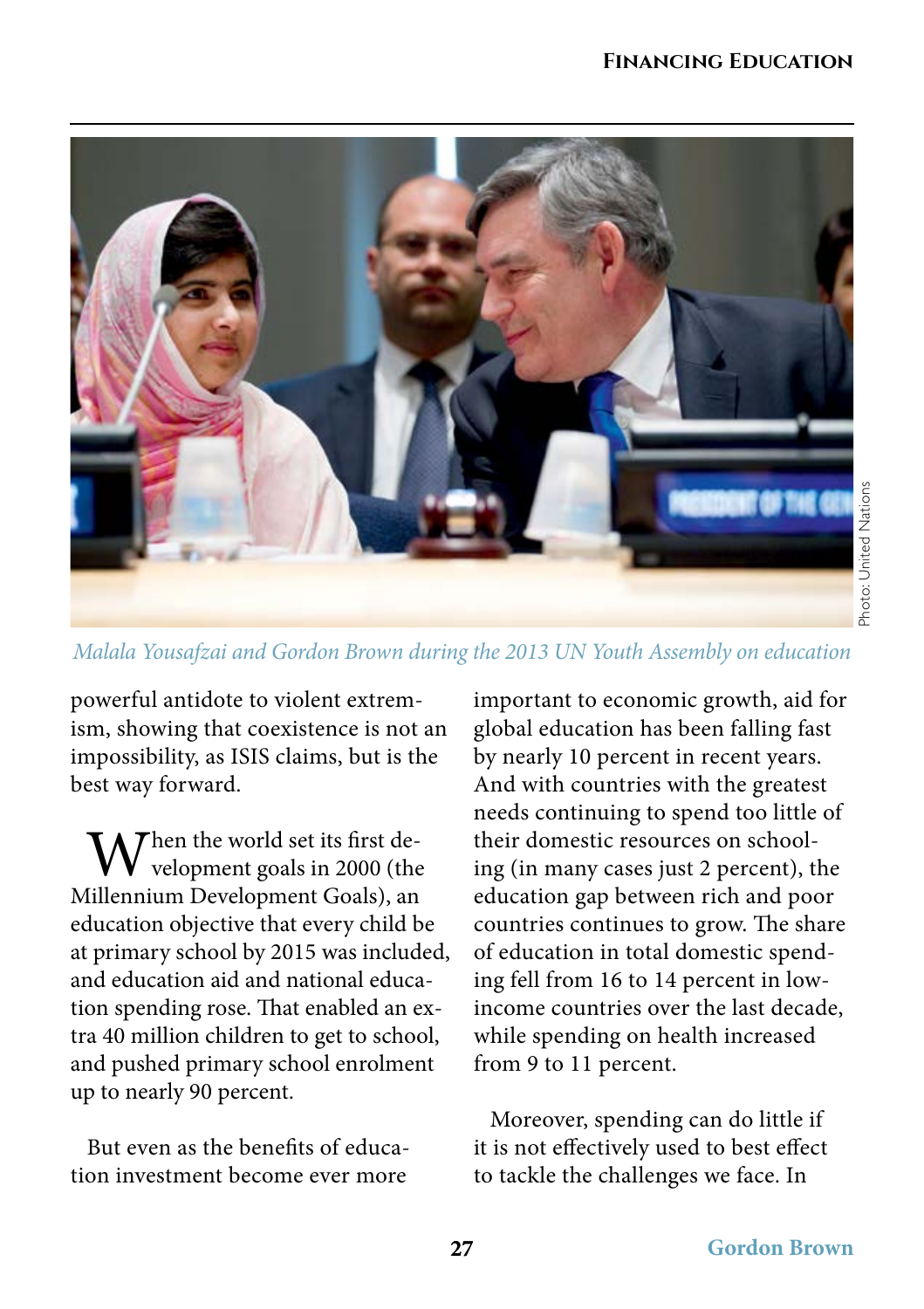*Malala Yousafzai and Gordon Brown during the 2013 UN Youth Assembly on education*

Photo: United Nations

powerful antidote to violent extremism, showing that coexistence is not an impossibility, as ISIS claims, but is the best way forward.

When the world set its first development goals in 2000 (the Millennium Development Goals), an education objective that every child be at primary school by 2015 was included, and education aid and national education spending rose. That enabled an extra 40 million children to get to school, and pushed primary school enrolment up to nearly 90 percent.

But even as the benefits of education investment become ever more important to economic growth, aid for global education has been falling fast by nearly 10 percent in recent years. And with countries with the greatest needs continuing to spend too little of their domestic resources on schooling (in many cases just 2 percent), the education gap between rich and poor countries continues to grow. The share of education in total domestic spending fell from 16 to 14 percent in low-income countries over the last decade, while spending on health increased from 9 to 11 percent.

Moreover, spending can do little if it is not effectively used to best effect to tackle the challenges we face. In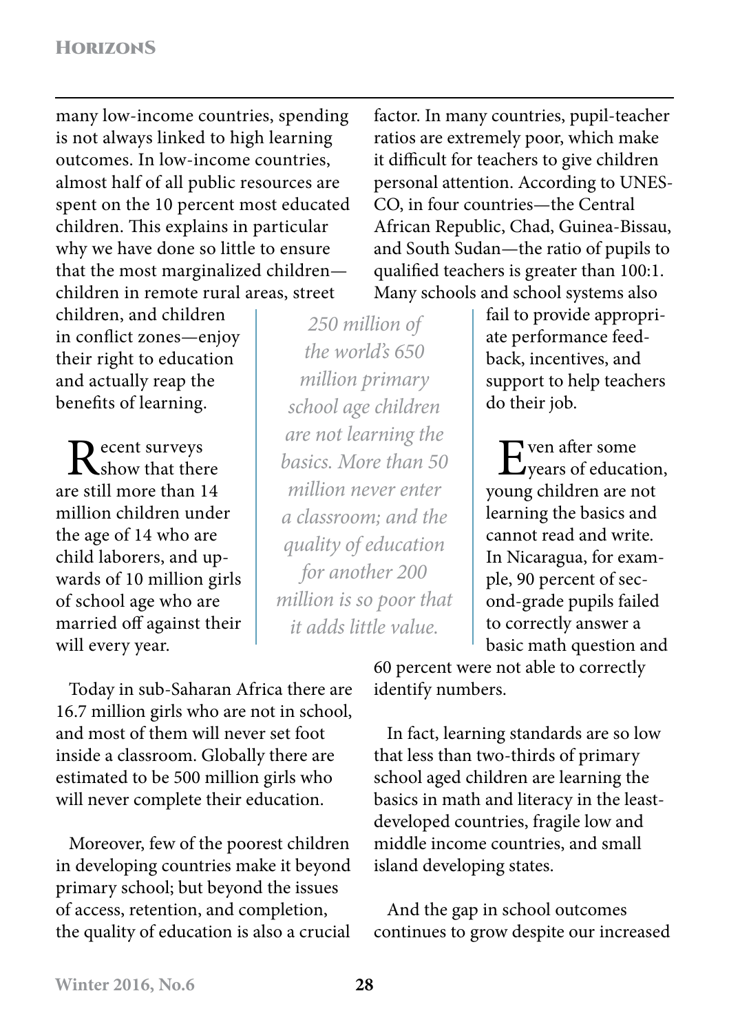many low-income countries, spending is not always linked to high learning outcomes. In low-income countries, almost half of all public resources are spent on the 10 percent most educated children. This explains in particular why we have done so little to ensure that the most marginalized children—children in remote rural areas, street children, and children in conflict zones—enjoy their right to education and actually reap the benefits of learning.

*250 million of the world's 650 million primary school age children are not learning the basics. More than 50 million never enter a classroom; and the quality of education for another 200 million is so poor that it adds little value.*

Recent surveys show that there are still more than 14 million children under the age of 14 who are child laborers, and upwards of 10 million girls of school age who are married off against their will every year.

Today in sub-Saharan Africa there are 16.7 million girls who are not in school, and most of them will never set foot inside a classroom. Globally there are estimated to be 500 million girls who will never complete their education.

Moreover, few of the poorest children in developing countries make it beyond primary school; but beyond the issues of access, retention, and completion, the quality of education is also a crucial factor. In many countries, pupil-teacher ratios are extremely poor, which make it difficult for teachers to give children personal attention. According to UNESCO, in four countries—the Central African Republic, Chad, Guinea-Bissau, and South Sudan—the ratio of pupils to qualified teachers is greater than 100:1. Many schools and school systems also fail to provide appropriate performance feedback, incentives, and support to help teachers do their job.

Even after some years of education, young children are not learning the basics and cannot read and write. In Nicaragua, for example, 90 percent of second-grade pupils failed to correctly answer a basic math question and 60 percent were not able to correctly identify numbers.

In fact, learning standards are so low that less than two-thirds of primary school aged children are learning the basics in math and literacy in the least-developed countries, fragile low and middle income countries, and small island developing states.

And the gap in school outcomes continues to grow despite our increased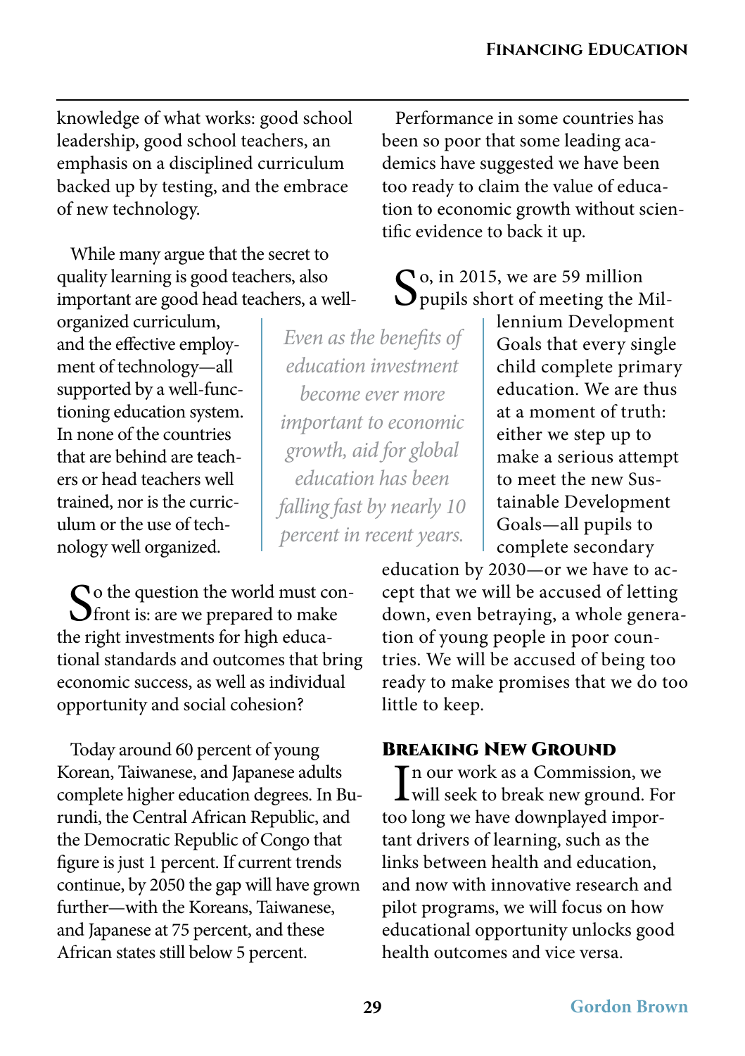knowledge of what works: good school leadership, good school teachers, an emphasis on a disciplined curriculum backed up by testing, and the embrace of new technology.

While many argue that the secret to quality learning is good teachers, also important are good head teachers, a well-organized curriculum, and the effective employment of technology—all supported by a well-functioning education system. In none of the countries that are behind are teachers or head teachers well trained, nor is the curriculum or the use of technology well organized.

*Even as the benefits of education investment become ever more important to economic growth, aid for global education has been falling fast by nearly 10 percent in recent years.*

So the question the world must confront is: are we prepared to make the right investments for high educational standards and outcomes that bring economic success, as well as individual opportunity and social cohesion?

Today around 60 percent of young Korean, Taiwanese, and Japanese adults complete higher education degrees. In Burundi, the Central African Republic, and the Democratic Republic of Congo that figure is just 1 percent. If current trends continue, by 2050 the gap will have grown further—with the Koreans, Taiwanese, and Japanese at 75 percent, and these African states still below 5 percent.

Performance in some countries has been so poor that some leading academics have suggested we have been too ready to claim the value of education to economic growth without scientific evidence to back it up.

So, in 2015, we are 59 million pupils short of meeting the Millennium Development Goals that every single child complete primary education. We are thus at a moment of truth: either we step up to make a serious attempt to meet the new Sustainable Development Goals—all pupils to complete secondary education by 2030—or we have to accept that we will be accused of letting down, even betraying, a whole generation of young people in poor countries. We will be accused of being too ready to make promises that we do too little to keep.

## Breaking New Ground

In our work as a Commission, we will seek to break new ground. For too long we have downplayed important drivers of learning, such as the links between health and education, and now with innovative research and pilot programs, we will focus on how educational opportunity unlocks good health outcomes and vice versa.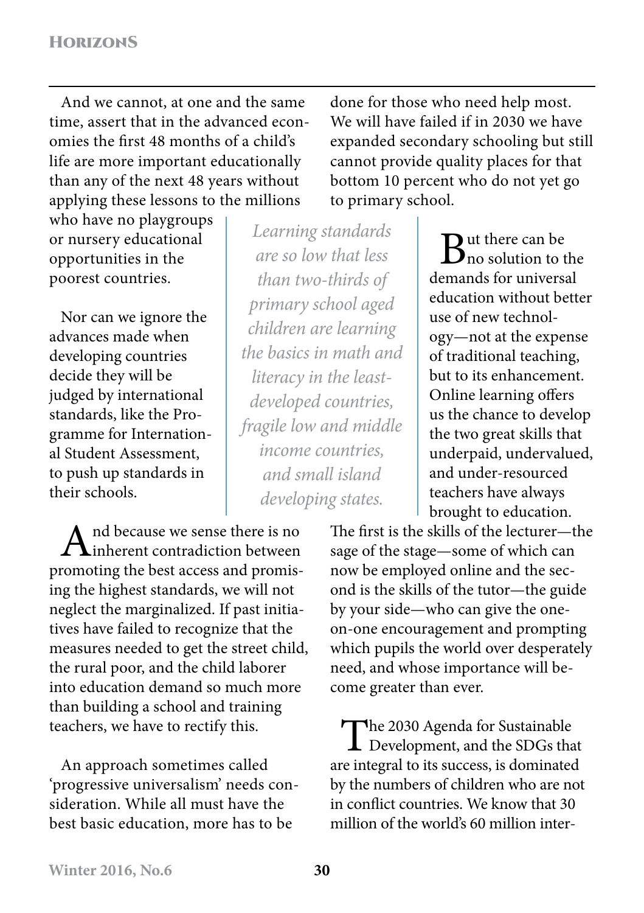And we cannot, at one and the same time, assert that in the advanced economies the first 48 months of a child's life are more important educationally than any of the next 48 years without applying these lessons to the millions who have no playgroups or nursery educational opportunities in the poorest countries.

Nor can we ignore the advances made when developing countries decide they will be judged by international standards, like the Programme for International Student Assessment, to push up standards in their schools.

*Learning standards are so low that less than two-thirds of primary school aged children are learning the basics in math and literacy in the least-developed countries, fragile low and middle income countries, and small island developing states.*

And because we sense there is no inherent contradiction between promoting the best access and promising the highest standards, we will not neglect the marginalized. If past initiatives have failed to recognize that the measures needed to get the street child, the rural poor, and the child laborer into education demand so much more than building a school and training teachers, we have to rectify this.

An approach sometimes called 'progressive universalism' needs consideration. While all must have the best basic education, more has to be done for those who need help most. We will have failed if in 2030 we have expanded secondary schooling but still cannot provide quality places for that bottom 10 percent who do not yet go to primary school.

But there can be no solution to the demands for universal education without better use of new technology—not at the expense of traditional teaching, but to its enhancement. Online learning offers us the chance to develop the two great skills that underpaid, undervalued, and under-resourced teachers have always brought to education. The first is the skills of the lecturer—the sage of the stage—some of which can now be employed online and the second is the skills of the tutor—the guide by your side—who can give the one-on-one encouragement and prompting which pupils the world over desperately need, and whose importance will become greater than ever.

The 2030 Agenda for Sustainable Development, and the SDGs that are integral to its success, is dominated by the numbers of children who are not in conflict countries. We know that 30 million of the world's 60 million inter-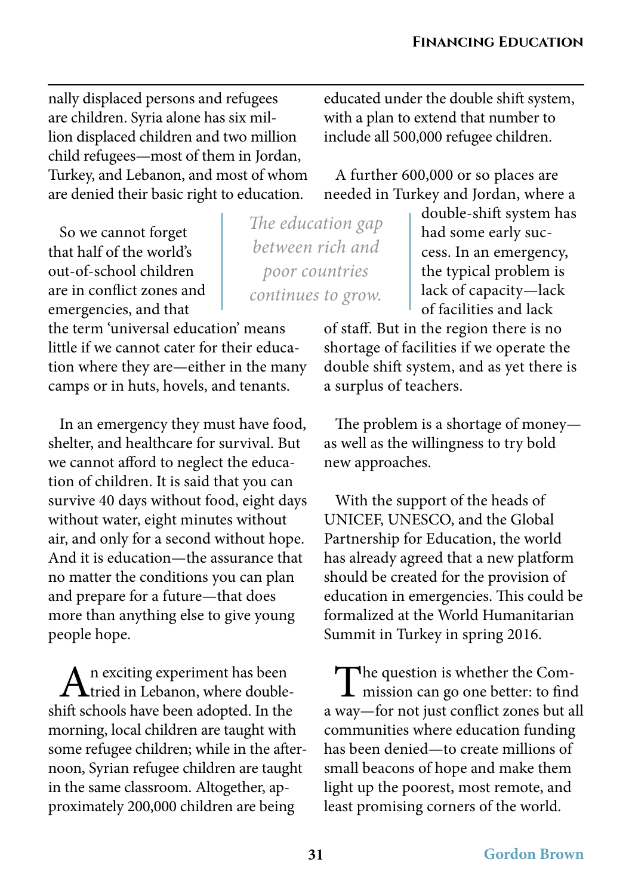nally displaced persons and refugees are children. Syria alone has six million displaced children and two million child refugees—most of them in Jordan, Turkey, and Lebanon, and most of whom are denied their basic right to education.

So we cannot forget that half of the world's out-of-school children are in conflict zones and emergencies, and that the term 'universal education' means little if we cannot cater for their education where they are—either in the many camps or in huts, hovels, and tenants.

> *The education gap between rich and poor countries continues to grow.*

In an emergency they must have food, shelter, and healthcare for survival. But we cannot afford to neglect the education of children. It is said that you can survive 40 days without food, eight days without water, eight minutes without air, and only for a second without hope. And it is education—the assurance that no matter the conditions you can plan and prepare for a future—that does more than anything else to give young people hope.

An exciting experiment has been tried in Lebanon, where double-shift schools have been adopted. In the morning, local children are taught with some refugee children; while in the afternoon, Syrian refugee children are taught in the same classroom. Altogether, approximately 200,000 children are being educated under the double shift system, with a plan to extend that number to include all 500,000 refugee children.

A further 600,000 or so places are needed in Turkey and Jordan, where a double-shift system has had some early success. In an emergency, the typical problem is lack of capacity—lack of facilities and lack of staff. But in the region there is no shortage of facilities if we operate the double shift system, and as yet there is a surplus of teachers.

The problem is a shortage of money—as well as the willingness to try bold new approaches.

With the support of the heads of UNICEF, UNESCO, and the Global Partnership for Education, the world has already agreed that a new platform should be created for the provision of education in emergencies. This could be formalized at the World Humanitarian Summit in Turkey in spring 2016.

The question is whether the Commission can go one better: to find a way—for not just conflict zones but all communities where education funding has been denied—to create millions of small beacons of hope and make them light up the poorest, most remote, and least promising corners of the world.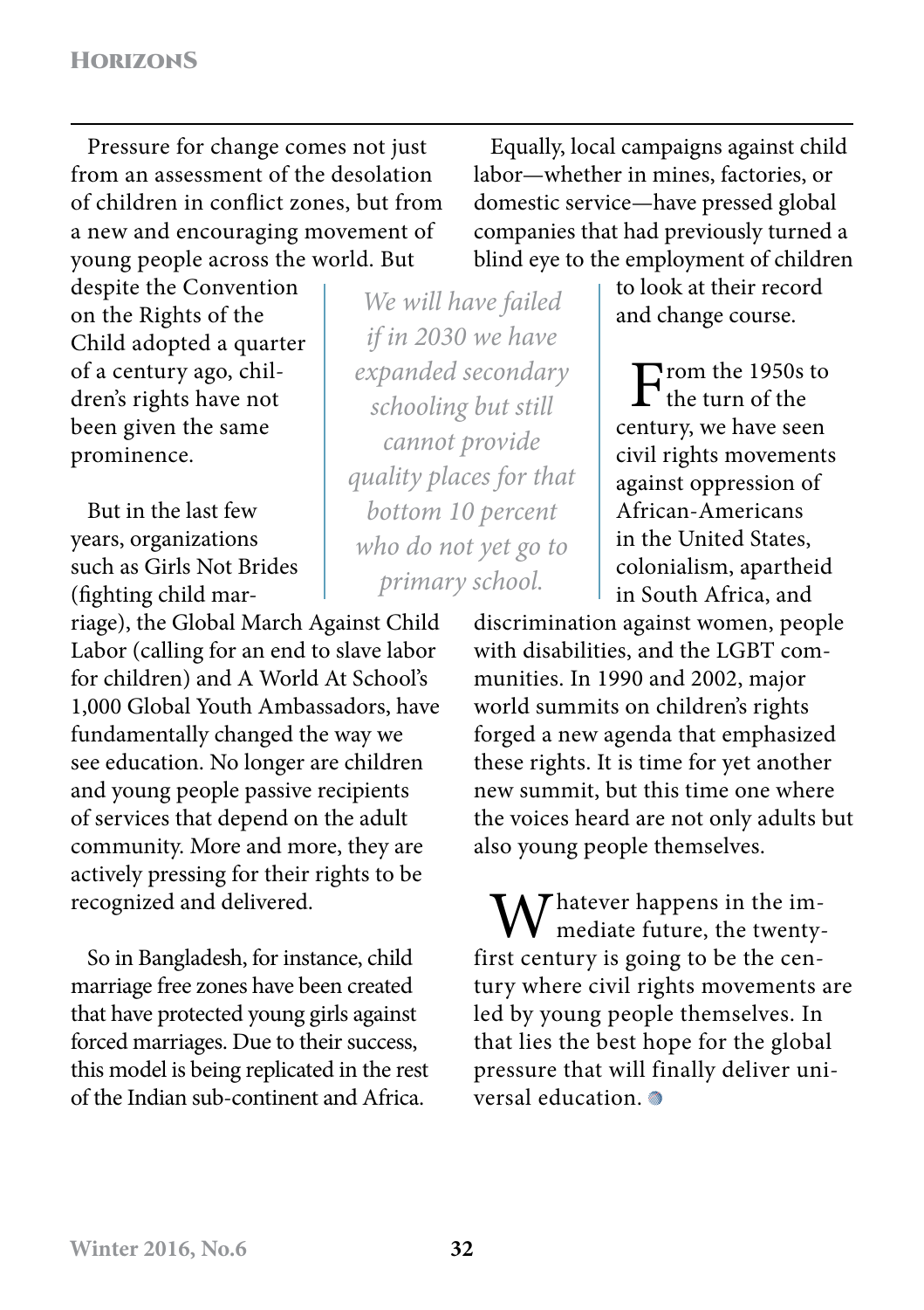Pressure for change comes not just from an assessment of the desolation of children in conflict zones, but from a new and encouraging movement of young people across the world. But despite the Convention on the Rights of the Child adopted a quarter of a century ago, children's rights have not been given the same prominence.

> *We will have failed if in 2030 we have expanded secondary schooling but still cannot provide quality places for that bottom 10 percent who do not yet go to primary school.*

But in the last few years, organizations such as Girls Not Brides (fighting child marriage), the Global March Against Child Labor (calling for an end to slave labor for children) and A World At School's 1,000 Global Youth Ambassadors, have fundamentally changed the way we see education. No longer are children and young people passive recipients of services that depend on the adult community. More and more, they are actively pressing for their rights to be recognized and delivered.

So in Bangladesh, for instance, child marriage free zones have been created that have protected young girls against forced marriages. Due to their success, this model is being replicated in the rest of the Indian sub-continent and Africa.

Equally, local campaigns against child labor—whether in mines, factories, or domestic service—have pressed global companies that had previously turned a blind eye to the employment of children to look at their record and change course.

From the 1950s to the turn of the century, we have seen civil rights movements against oppression of African-Americans in the United States, colonialism, apartheid in South Africa, and discrimination against women, people with disabilities, and the LGBT communities. In 1990 and 2002, major world summits on children's rights forged a new agenda that emphasized these rights. It is time for yet another new summit, but this time one where the voices heard are not only adults but also young people themselves.

Whatever happens in the immediate future, the twenty-first century is going to be the century where civil rights movements are led by young people themselves. In that lies the best hope for the global pressure that will finally deliver universal education.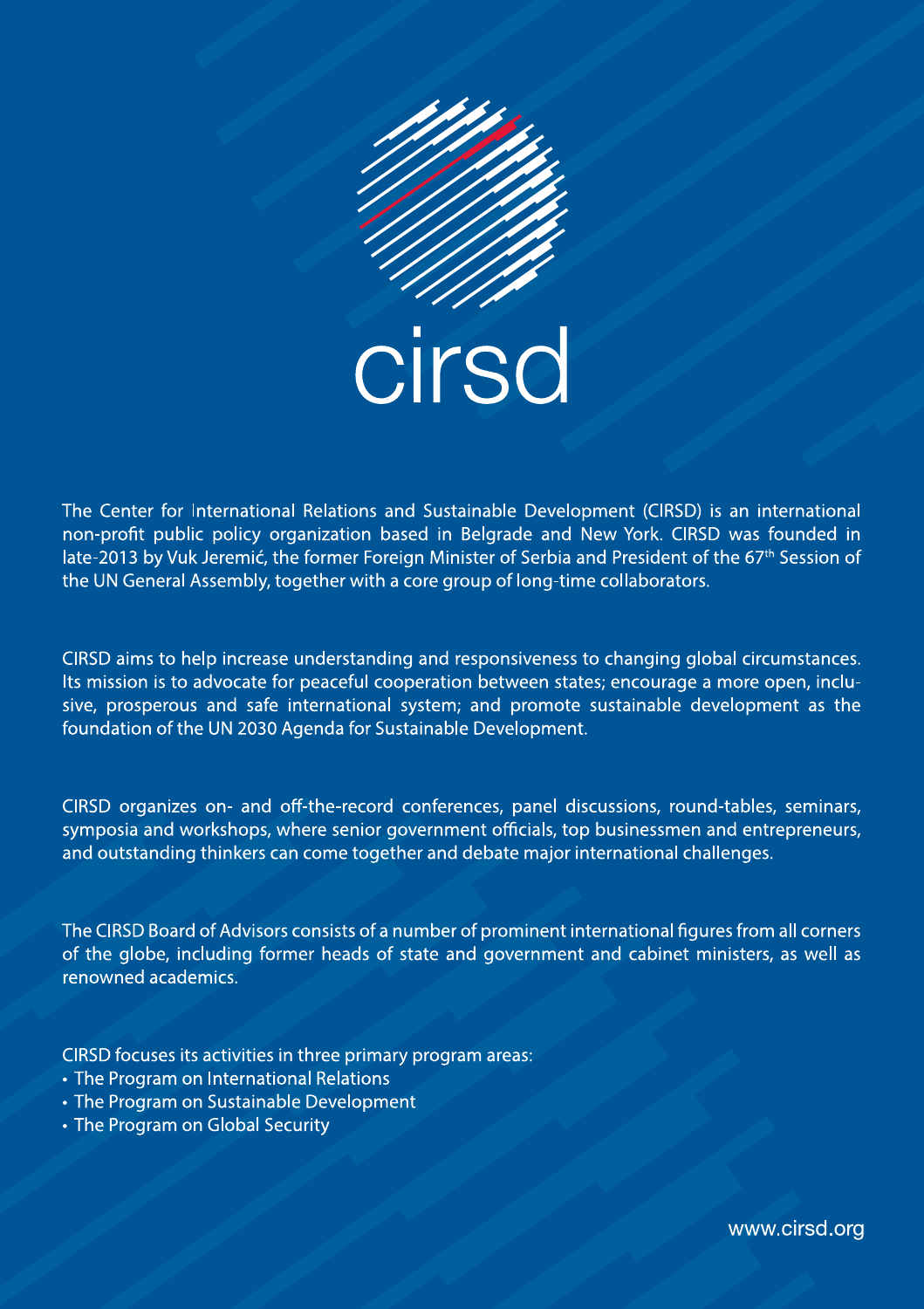cirsd

The Center for International Relations and Sustainable Development (CIRSD) is an international non-profit public policy organization based in Belgrade and New York. CIRSD was founded in late-2013 by Vuk Jeremić, the former Foreign Minister of Serbia and President of the 67th Session of the UN General Assembly, together with a core group of long-time collaborators.

CIRSD aims to help increase understanding and responsiveness to changing global circumstances. Its mission is to advocate for peaceful cooperation between states; encourage a more open, inclusive, prosperous and safe international system; and promote sustainable development as the foundation of the UN 2030 Agenda for Sustainable Development.

CIRSD organizes on- and off-the-record conferences, panel discussions, round-tables, seminars, symposia and workshops, where senior government officials, top businessmen and entrepreneurs, and outstanding thinkers can come together and debate major international challenges.

The CIRSD Board of Advisors consists of a number of prominent international figures from all corners of the globe, including former heads of state and government and cabinet ministers, as well as renowned academics.

CIRSD focuses its activities in three primary program areas:

- The Program on International Relations
- The Program on Sustainable Development
- The Program on Global Security

www.cirsd.org